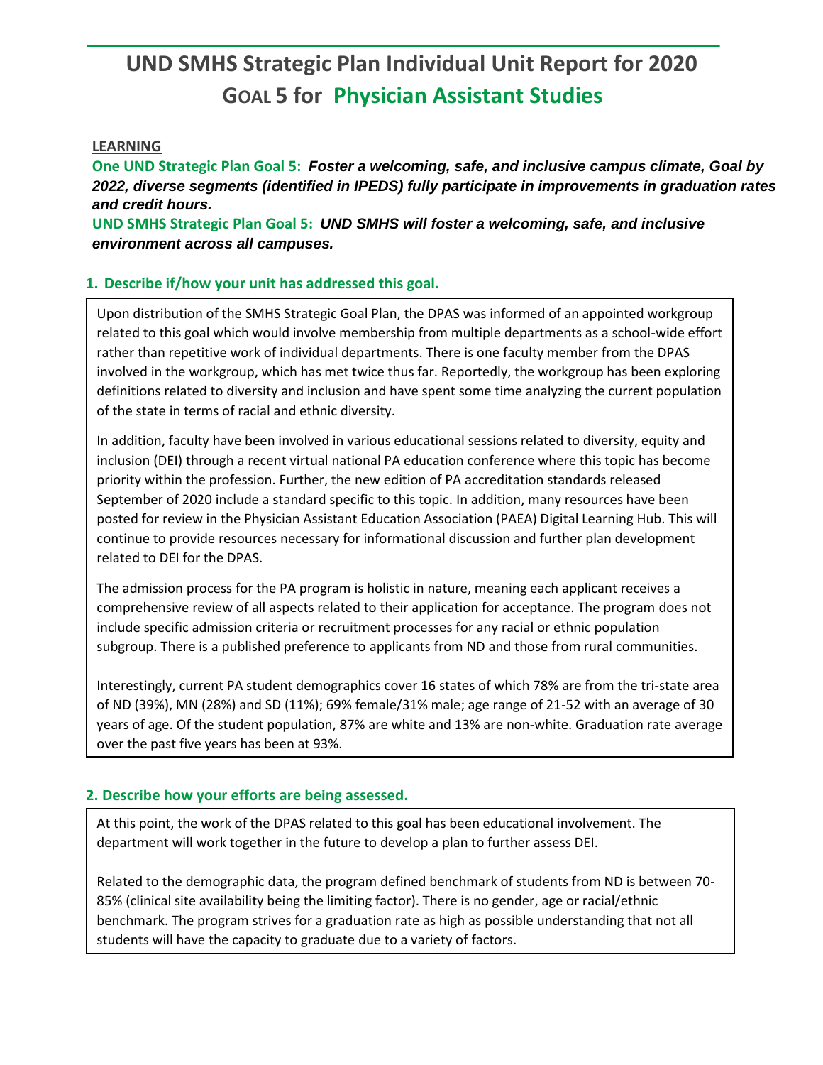# UND SMHS Strategic Plan Individual Unit Report for 2020

## GOAL 5 for Physician Assistant Studies

**LEARNING**

**One UND Strategic Plan Goal 5:** ***Foster a welcoming, safe, and inclusive campus climate, Goal by 2022, diverse segments (identified in IPEDS) fully participate in improvements in graduation rates and credit hours.***

**UND SMHS Strategic Plan Goal 5:** ***UND SMHS will foster a welcoming, safe, and inclusive environment across all campuses.***

### 1. Describe if/how your unit has addressed this goal.

Upon distribution of the SMHS Strategic Goal Plan, the DPAS was informed of an appointed workgroup related to this goal which would involve membership from multiple departments as a school-wide effort rather than repetitive work of individual departments. There is one faculty member from the DPAS involved in the workgroup, which has met twice thus far. Reportedly, the workgroup has been exploring definitions related to diversity and inclusion and have spent some time analyzing the current population of the state in terms of racial and ethnic diversity.

In addition, faculty have been involved in various educational sessions related to diversity, equity and inclusion (DEI) through a recent virtual national PA education conference where this topic has become priority within the profession. Further, the new edition of PA accreditation standards released September of 2020 include a standard specific to this topic. In addition, many resources have been posted for review in the Physician Assistant Education Association (PAEA) Digital Learning Hub. This will continue to provide resources necessary for informational discussion and further plan development related to DEI for the DPAS.

The admission process for the PA program is holistic in nature, meaning each applicant receives a comprehensive review of all aspects related to their application for acceptance. The program does not include specific admission criteria or recruitment processes for any racial or ethnic population subgroup. There is a published preference to applicants from ND and those from rural communities.

Interestingly, current PA student demographics cover 16 states of which 78% are from the tri-state area of ND (39%), MN (28%) and SD (11%); 69% female/31% male; age range of 21-52 with an average of 30 years of age. Of the student population, 87% are white and 13% are non-white. Graduation rate average over the past five years has been at 93%.

### 2. Describe how your efforts are being assessed.

At this point, the work of the DPAS related to this goal has been educational involvement. The department will work together in the future to develop a plan to further assess DEI.

Related to the demographic data, the program defined benchmark of students from ND is between 70-85% (clinical site availability being the limiting factor). There is no gender, age or racial/ethnic benchmark. The program strives for a graduation rate as high as possible understanding that not all students will have the capacity to graduate due to a variety of factors.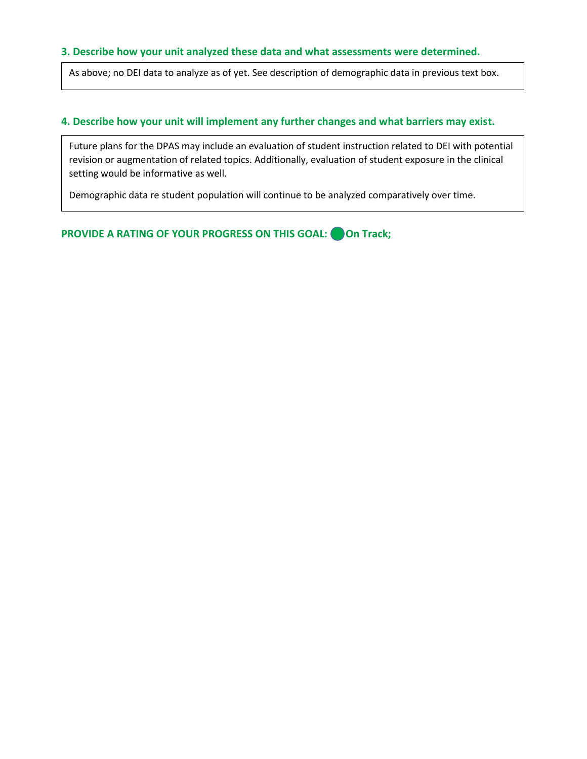### 3. Describe how your unit analyzed these data and what assessments were determined.

As above; no DEI data to analyze as of yet. See description of demographic data in previous text box.

### 4. Describe how your unit will implement any further changes and what barriers may exist.

Future plans for the DPAS may include an evaluation of student instruction related to DEI with potential revision or augmentation of related topics. Additionally, evaluation of student exposure in the clinical setting would be informative as well.

Demographic data re student population will continue to be analyzed comparatively over time.

**PROVIDE A RATING OF YOUR PROGRESS ON THIS GOAL: On Track;**